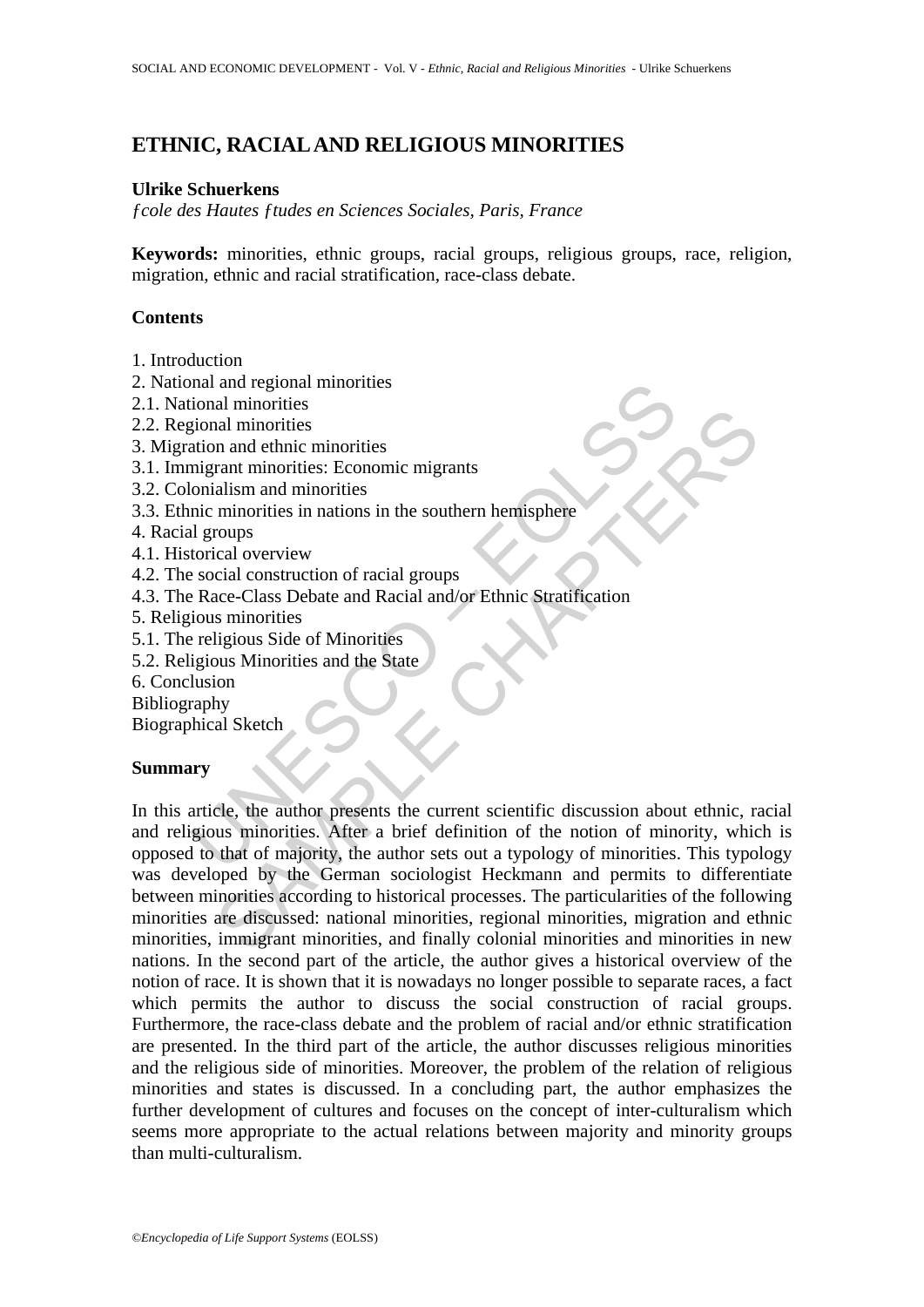# ETHNIC, RACIAL AND RELIGIOUS MINORITIES

**Ulrike Schuerkens**

*École des Hautes Études en Sciences Sociales, Paris, France*

**Keywords:** minorities, ethnic groups, racial groups, religious groups, race, religion, migration, ethnic and racial stratification, race-class debate.

## Contents

1. Introduction
2. National and regional minorities
2.1. National minorities
2.2. Regional minorities
3. Migration and ethnic minorities
3.1. Immigrant minorities: Economic migrants
3.2. Colonialism and minorities
3.3. Ethnic minorities in nations in the southern hemisphere
4. Racial groups
4.1. Historical overview
4.2. The social construction of racial groups
4.3. The Race-Class Debate and Racial and/or Ethnic Stratification
5. Religious minorities
5.1. The religious Side of Minorities
5.2. Religious Minorities and the State
6. Conclusion

Bibliography

Biographical Sketch

## Summary

In this article, the author presents the current scientific discussion about ethnic, racial and religious minorities. After a brief definition of the notion of minority, which is opposed to that of majority, the author sets out a typology of minorities. This typology was developed by the German sociologist Heckmann and permits to differentiate between minorities according to historical processes. The particularities of the following minorities are discussed: national minorities, regional minorities, migration and ethnic minorities, immigrant minorities, and finally colonial minorities and minorities in new nations. In the second part of the article, the author gives a historical overview of the notion of race. It is shown that it is nowadays no longer possible to separate races, a fact which permits the author to discuss the social construction of racial groups. Furthermore, the race-class debate and the problem of racial and/or ethnic stratification are presented. In the third part of the article, the author discusses religious minorities and the religious side of minorities. Moreover, the problem of the relation of religious minorities and states is discussed. In a concluding part, the author emphasizes the further development of cultures and focuses on the concept of inter-culturalism which seems more appropriate to the actual relations between majority and minority groups than multi-culturalism.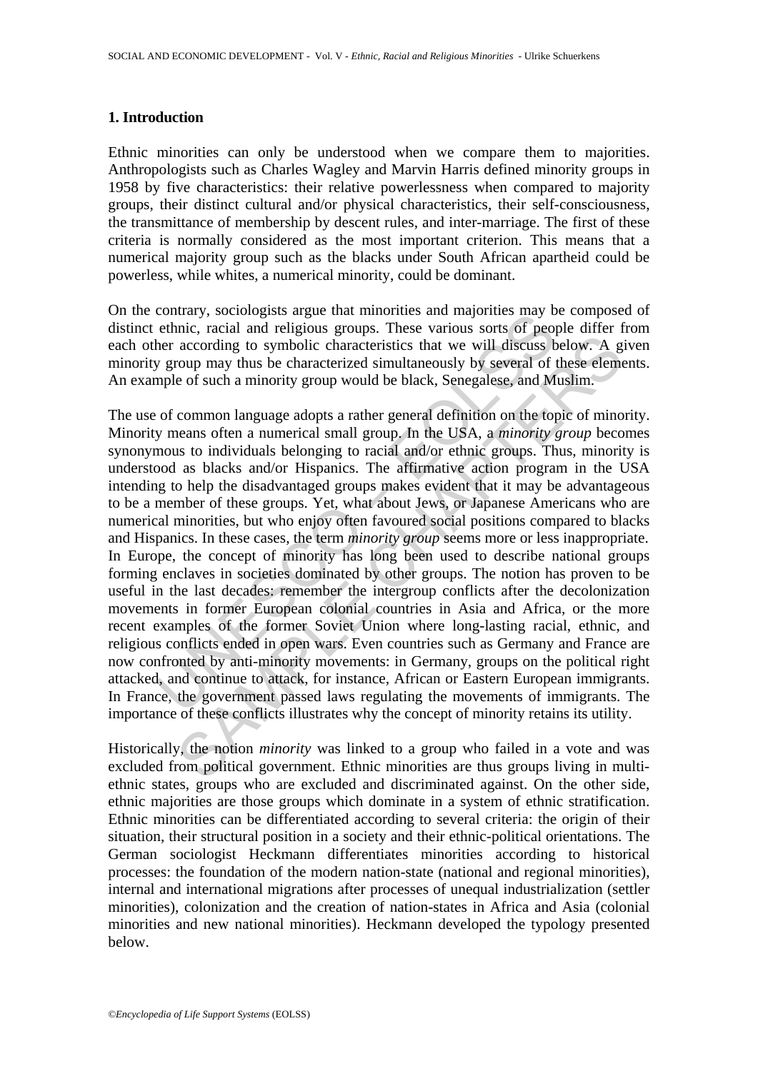## 1. Introduction

Ethnic minorities can only be understood when we compare them to majorities. Anthropologists such as Charles Wagley and Marvin Harris defined minority groups in 1958 by five characteristics: their relative powerlessness when compared to majority groups, their distinct cultural and/or physical characteristics, their self-consciousness, the transmittance of membership by descent rules, and inter-marriage. The first of these criteria is normally considered as the most important criterion. This means that a numerical majority group such as the blacks under South African apartheid could be powerless, while whites, a numerical minority, could be dominant.

On the contrary, sociologists argue that minorities and majorities may be composed of distinct ethnic, racial and religious groups. These various sorts of people differ from each other according to symbolic characteristics that we will discuss below. A given minority group may thus be characterized simultaneously by several of these elements. An example of such a minority group would be black, Senegalese, and Muslim.

The use of common language adopts a rather general definition on the topic of minority. Minority means often a numerical small group. In the USA, a *minority group* becomes synonymous to individuals belonging to racial and/or ethnic groups. Thus, minority is understood as blacks and/or Hispanics. The affirmative action program in the USA intending to help the disadvantaged groups makes evident that it may be advantageous to be a member of these groups. Yet, what about Jews, or Japanese Americans who are numerical minorities, but who enjoy often favoured social positions compared to blacks and Hispanics. In these cases, the term *minority group* seems more or less inappropriate. In Europe, the concept of minority has long been used to describe national groups forming enclaves in societies dominated by other groups. The notion has proven to be useful in the last decades: remember the intergroup conflicts after the decolonization movements in former European colonial countries in Asia and Africa, or the more recent examples of the former Soviet Union where long-lasting racial, ethnic, and religious conflicts ended in open wars. Even countries such as Germany and France are now confronted by anti-minority movements: in Germany, groups on the political right attacked, and continue to attack, for instance, African or Eastern European immigrants. In France, the government passed laws regulating the movements of immigrants. The importance of these conflicts illustrates why the concept of minority retains its utility.

Historically, the notion *minority* was linked to a group who failed in a vote and was excluded from political government. Ethnic minorities are thus groups living in multi-ethnic states, groups who are excluded and discriminated against. On the other side, ethnic majorities are those groups which dominate in a system of ethnic stratification. Ethnic minorities can be differentiated according to several criteria: the origin of their situation, their structural position in a society and their ethnic-political orientations. The German sociologist Heckmann differentiates minorities according to historical processes: the foundation of the modern nation-state (national and regional minorities), internal and international migrations after processes of unequal industrialization (settler minorities), colonization and the creation of nation-states in Africa and Asia (colonial minorities and new national minorities). Heckmann developed the typology presented below.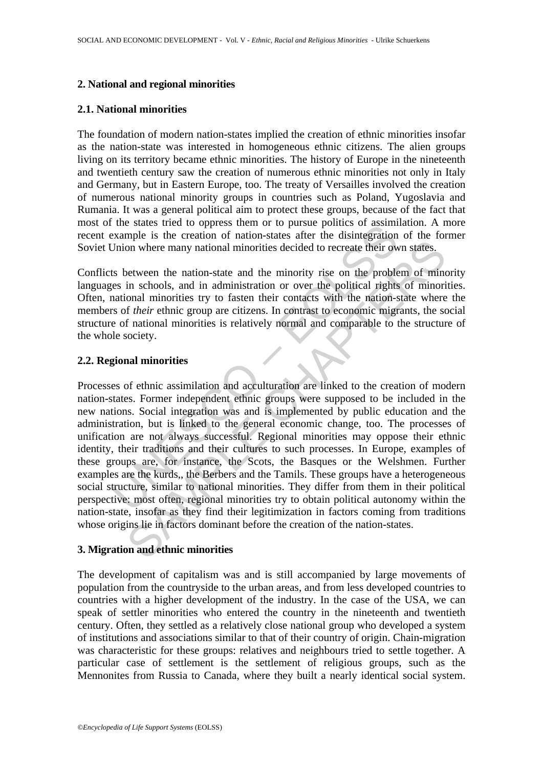## 2. National and regional minorities

### 2.1. National minorities

The foundation of modern nation-states implied the creation of ethnic minorities insofar as the nation-state was interested in homogeneous ethnic citizens. The alien groups living on its territory became ethnic minorities. The history of Europe in the nineteenth and twentieth century saw the creation of numerous ethnic minorities not only in Italy and Germany, but in Eastern Europe, too. The treaty of Versailles involved the creation of numerous national minority groups in countries such as Poland, Yugoslavia and Rumania. It was a general political aim to protect these groups, because of the fact that most of the states tried to oppress them or to pursue politics of assimilation. A more recent example is the creation of nation-states after the disintegration of the former Soviet Union where many national minorities decided to recreate their own states.

Conflicts between the nation-state and the minority rise on the problem of minority languages in schools, and in administration or over the political rights of minorities. Often, national minorities try to fasten their contacts with the nation-state where the members of *their* ethnic group are citizens. In contrast to economic migrants, the social structure of national minorities is relatively normal and comparable to the structure of the whole society.

### 2.2. Regional minorities

Processes of ethnic assimilation and acculturation are linked to the creation of modern nation-states. Former independent ethnic groups were supposed to be included in the new nations. Social integration was and is implemented by public education and the administration, but is linked to the general economic change, too. The processes of unification are not always successful. Regional minorities may oppose their ethnic identity, their traditions and their cultures to such processes. In Europe, examples of these groups are, for instance, the Scots, the Basques or the Welshmen. Further examples are the kurds,, the Berbers and the Tamils. These groups have a heterogeneous social structure, similar to national minorities. They differ from them in their political perspective: most often, regional minorities try to obtain political autonomy within the nation-state, insofar as they find their legitimization in factors coming from traditions whose origins lie in factors dominant before the creation of the nation-states.

## 3. Migration and ethnic minorities

The development of capitalism was and is still accompanied by large movements of population from the countryside to the urban areas, and from less developed countries to countries with a higher development of the industry. In the case of the USA, we can speak of settler minorities who entered the country in the nineteenth and twentieth century. Often, they settled as a relatively close national group who developed a system of institutions and associations similar to that of their country of origin. Chain-migration was characteristic for these groups: relatives and neighbours tried to settle together. A particular case of settlement is the settlement of religious groups, such as the Mennonites from Russia to Canada, where they built a nearly identical social system.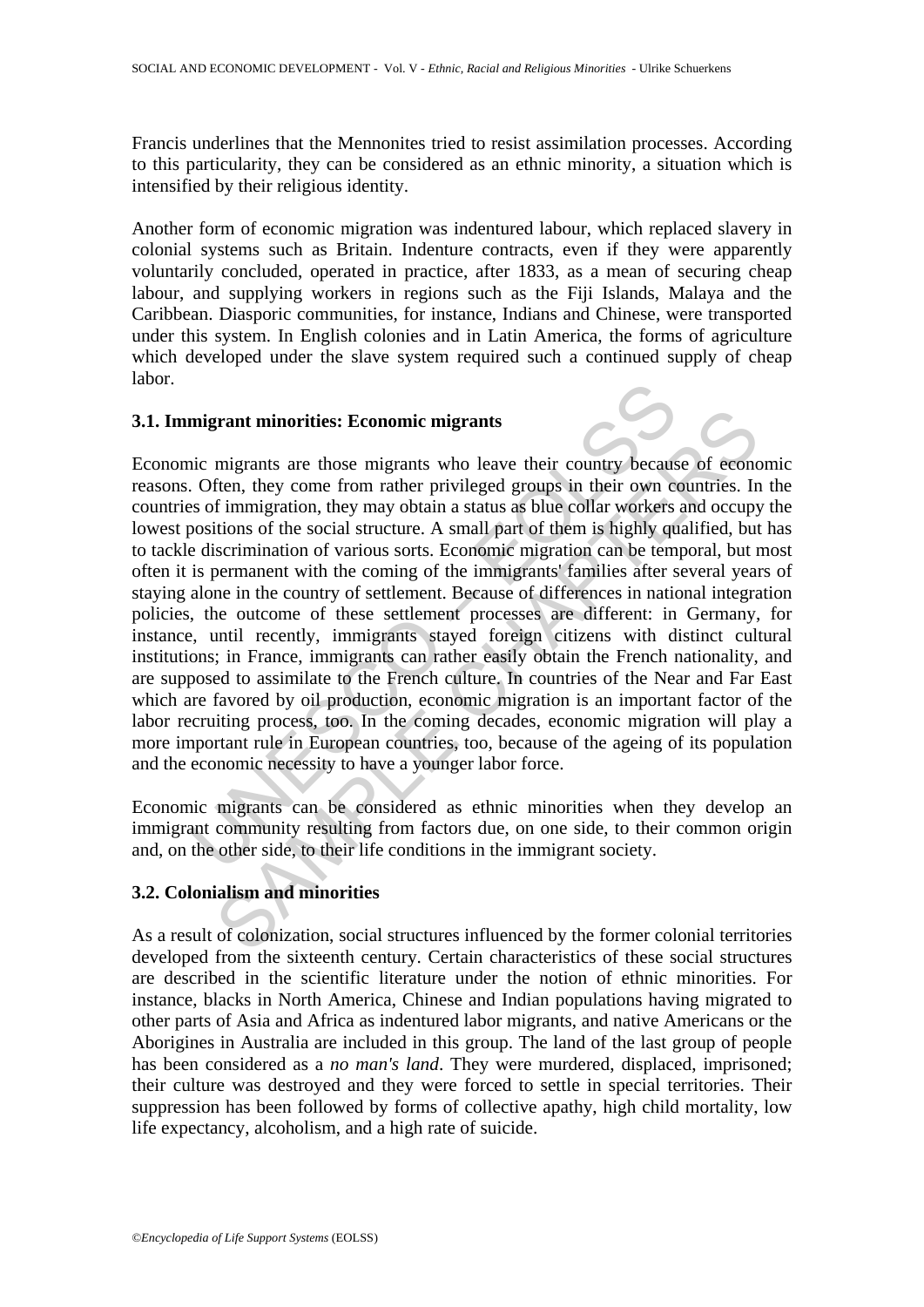Francis underlines that the Mennonites tried to resist assimilation processes. According to this particularity, they can be considered as an ethnic minority, a situation which is intensified by their religious identity.

Another form of economic migration was indentured labour, which replaced slavery in colonial systems such as Britain. Indenture contracts, even if they were apparently voluntarily concluded, operated in practice, after 1833, as a mean of securing cheap labour, and supplying workers in regions such as the Fiji Islands, Malaya and the Caribbean. Diasporic communities, for instance, Indians and Chinese, were transported under this system. In English colonies and in Latin America, the forms of agriculture which developed under the slave system required such a continued supply of cheap labor.

### 3.1. Immigrant minorities: Economic migrants

Economic migrants are those migrants who leave their country because of economic reasons. Often, they come from rather privileged groups in their own countries. In the countries of immigration, they may obtain a status as blue collar workers and occupy the lowest positions of the social structure. A small part of them is highly qualified, but has to tackle discrimination of various sorts. Economic migration can be temporal, but most often it is permanent with the coming of the immigrants' families after several years of staying alone in the country of settlement. Because of differences in national integration policies, the outcome of these settlement processes are different: in Germany, for instance, until recently, immigrants stayed foreign citizens with distinct cultural institutions; in France, immigrants can rather easily obtain the French nationality, and are supposed to assimilate to the French culture. In countries of the Near and Far East which are favored by oil production, economic migration is an important factor of the labor recruiting process, too. In the coming decades, economic migration will play a more important rule in European countries, too, because of the ageing of its population and the economic necessity to have a younger labor force.

Economic migrants can be considered as ethnic minorities when they develop an immigrant community resulting from factors due, on one side, to their common origin and, on the other side, to their life conditions in the immigrant society.

### 3.2. Colonialism and minorities

As a result of colonization, social structures influenced by the former colonial territories developed from the sixteenth century. Certain characteristics of these social structures are described in the scientific literature under the notion of ethnic minorities. For instance, blacks in North America, Chinese and Indian populations having migrated to other parts of Asia and Africa as indentured labor migrants, and native Americans or the Aborigines in Australia are included in this group. The land of the last group of people has been considered as a *no man's land*. They were murdered, displaced, imprisoned; their culture was destroyed and they were forced to settle in special territories. Their suppression has been followed by forms of collective apathy, high child mortality, low life expectancy, alcoholism, and a high rate of suicide.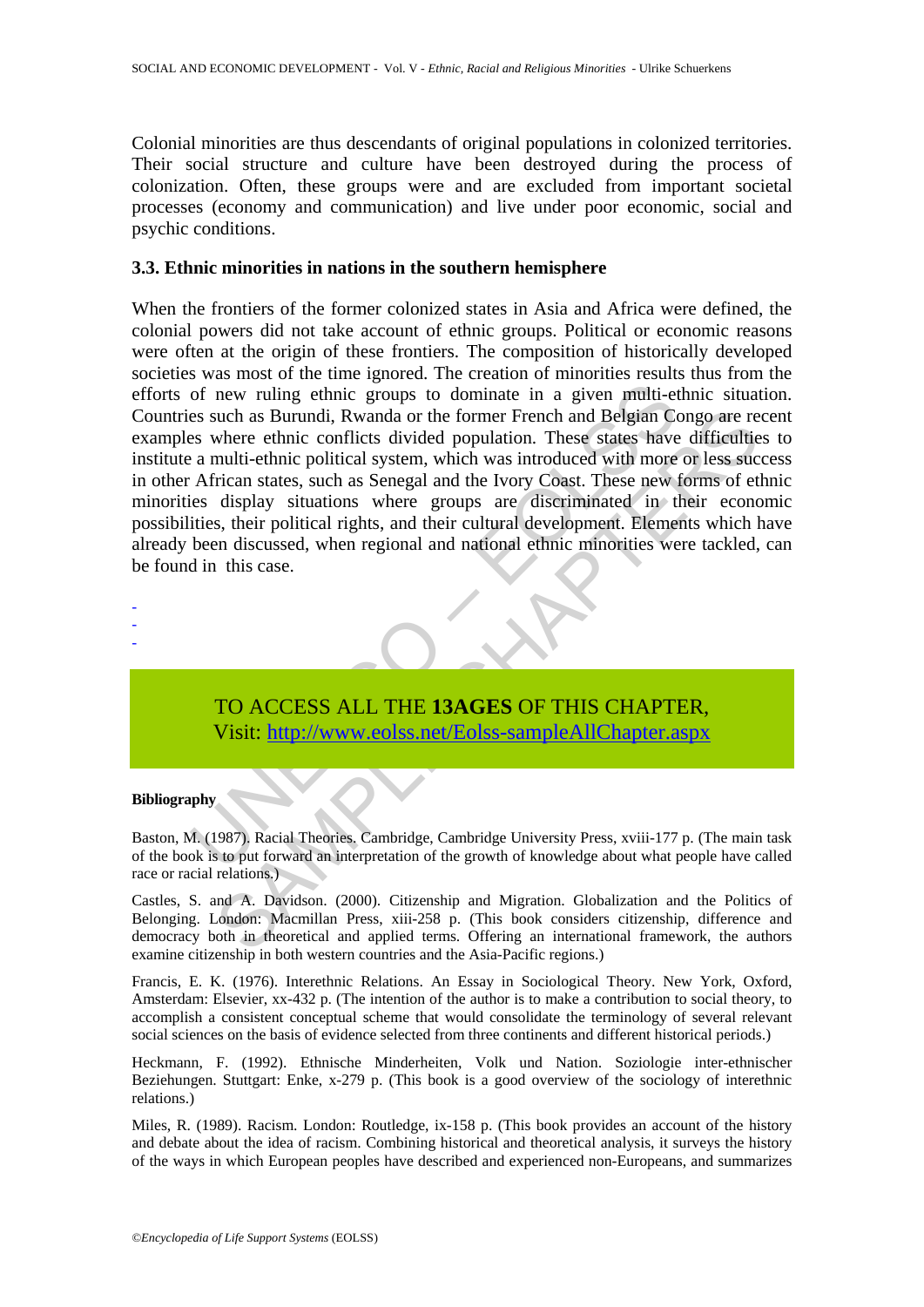Colonial minorities are thus descendants of original populations in colonized territories. Their social structure and culture have been destroyed during the process of colonization. Often, these groups were and are excluded from important societal processes (economy and communication) and live under poor economic, social and psychic conditions.

### 3.3. Ethnic minorities in nations in the southern hemisphere

When the frontiers of the former colonized states in Asia and Africa were defined, the colonial powers did not take account of ethnic groups. Political or economic reasons were often at the origin of these frontiers. The composition of historically developed societies was most of the time ignored. The creation of minorities results thus from the efforts of new ruling ethnic groups to dominate in a given multi-ethnic situation. Countries such as Burundi, Rwanda or the former French and Belgian Congo are recent examples where ethnic conflicts divided population. These states have difficulties to institute a multi-ethnic political system, which was introduced with more or less success in other African states, such as Senegal and the Ivory Coast. These new forms of ethnic minorities display situations where groups are discriminated in their economic possibilities, their political rights, and their cultural development. Elements which have already been discussed, when regional and national ethnic minorities were tackled, can be found in this case.

-
-
-

TO ACCESS ALL THE **13AGES** OF THIS CHAPTER,
Visit: http://www.eolss.net/Eolss-sampleAllChapter.aspx

#### Bibliography

Baston, M. (1987). Racial Theories. Cambridge, Cambridge University Press, xviii-177 p. (The main task of the book is to put forward an interpretation of the growth of knowledge about what people have called race or racial relations.)

Castles, S. and A. Davidson. (2000). Citizenship and Migration. Globalization and the Politics of Belonging. London: Macmillan Press, xiii-258 p. (This book considers citizenship, difference and democracy both in theoretical and applied terms. Offering an international framework, the authors examine citizenship in both western countries and the Asia-Pacific regions.)

Francis, E. K. (1976). Interethnic Relations. An Essay in Sociological Theory. New York, Oxford, Amsterdam: Elsevier, xx-432 p. (The intention of the author is to make a contribution to social theory, to accomplish a consistent conceptual scheme that would consolidate the terminology of several relevant social sciences on the basis of evidence selected from three continents and different historical periods.)

Heckmann, F. (1992). Ethnische Minderheiten, Volk und Nation. Soziologie inter-ethnischer Beziehungen. Stuttgart: Enke, x-279 p. (This book is a good overview of the sociology of interethnic relations.)

Miles, R. (1989). Racism. London: Routledge, ix-158 p. (This book provides an account of the history and debate about the idea of racism. Combining historical and theoretical analysis, it surveys the history of the ways in which European peoples have described and experienced non-Europeans, and summarizes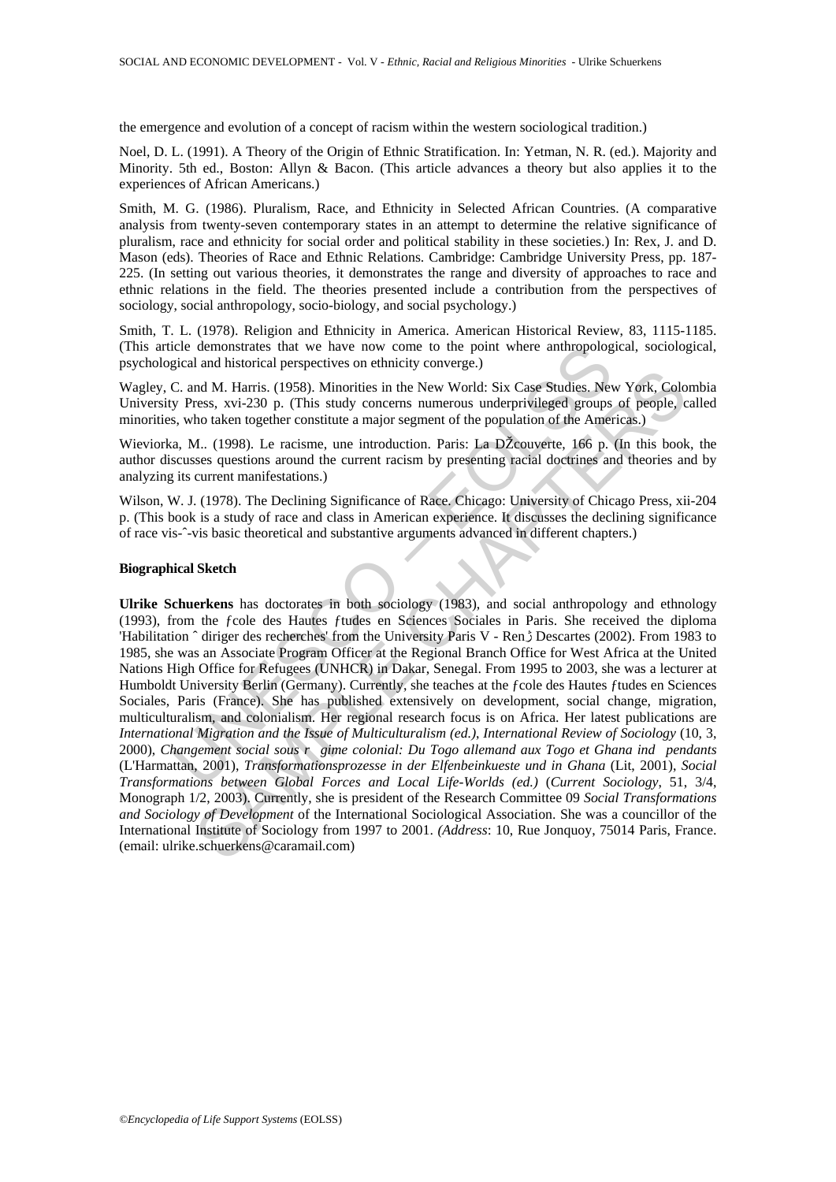the emergence and evolution of a concept of racism within the western sociological tradition.)

Noel, D. L. (1991). A Theory of the Origin of Ethnic Stratification. In: Yetman, N. R. (ed.). Majority and Minority. 5th ed., Boston: Allyn & Bacon. (This article advances a theory but also applies it to the experiences of African Americans.)

Smith, M. G. (1986). Pluralism, Race, and Ethnicity in Selected African Countries. (A comparative analysis from twenty-seven contemporary states in an attempt to determine the relative significance of pluralism, race and ethnicity for social order and political stability in these societies.) In: Rex, J. and D. Mason (eds). Theories of Race and Ethnic Relations. Cambridge: Cambridge University Press, pp. 187-225. (In setting out various theories, it demonstrates the range and diversity of approaches to race and ethnic relations in the field. The theories presented include a contribution from the perspectives of sociology, social anthropology, socio-biology, and social psychology.)

Smith, T. L. (1978). Religion and Ethnicity in America. American Historical Review, 83, 1115-1185. (This article demonstrates that we have now come to the point where anthropological, sociological, psychological and historical perspectives on ethnicity converge.)

Wagley, C. and M. Harris. (1958). Minorities in the New World: Six Case Studies. New York, Colombia University Press, xvi-230 p. (This study concerns numerous underprivileged groups of people, called minorities, who taken together constitute a major segment of the population of the Americas.)

Wieviorka, M.. (1998). Le racisme, une introduction. Paris: La DŽcouverte, 166 p. (In this book, the author discusses questions around the current racism by presenting racial doctrines and theories and by analyzing its current manifestations.)

Wilson, W. J. (1978). The Declining Significance of Race. Chicago: University of Chicago Press, xii-204 p. (This book is a study of race and class in American experience. It discusses the declining significance of race vis-ˆ-vis basic theoretical and substantive arguments advanced in different chapters.)

**Biographical Sketch**

**Ulrike Schuerkens** has doctorates in both sociology (1983), and social anthropology and ethnology (1993), from the ƒcole des Hautes ƒtudes en Sciences Sociales in Paris. She received the diploma 'Habilitation ˆ diriger des recherches' from the University Paris V - Renž Descartes (2002). From 1983 to 1985, she was an Associate Program Officer at the Regional Branch Office for West Africa at the United Nations High Office for Refugees (UNHCR) in Dakar, Senegal. From 1995 to 2003, she was a lecturer at Humboldt University Berlin (Germany). Currently, she teaches at the ƒcole des Hautes ƒtudes en Sciences Sociales, Paris (France). She has published extensively on development, social change, migration, multiculturalism, and colonialism. Her regional research focus is on Africa. Her latest publications are *International Migration and the Issue of Multiculturalism (ed.)*, *International Review of Sociology* (10, 3, 2000), *Changement social sous r gime colonial: Du Togo allemand aux Togo et Ghana ind pendants* (L'Harmattan, 2001), *Transformationsprozesse in der Elfenbeinkueste und in Ghana* (Lit, 2001), *Social Transformations between Global Forces and Local Life-Worlds (ed.)* (*Current Sociology*, 51, 3/4, Monograph 1/2, 2003). Currently, she is president of the Research Committee 09 *Social Transformations and Sociology of Development* of the International Sociological Association. She was a councillor of the International Institute of Sociology from 1997 to 2001. *(Address*: 10, Rue Jonquoy, 75014 Paris, France. (email: ulrike.schuerkens@caramail.com)